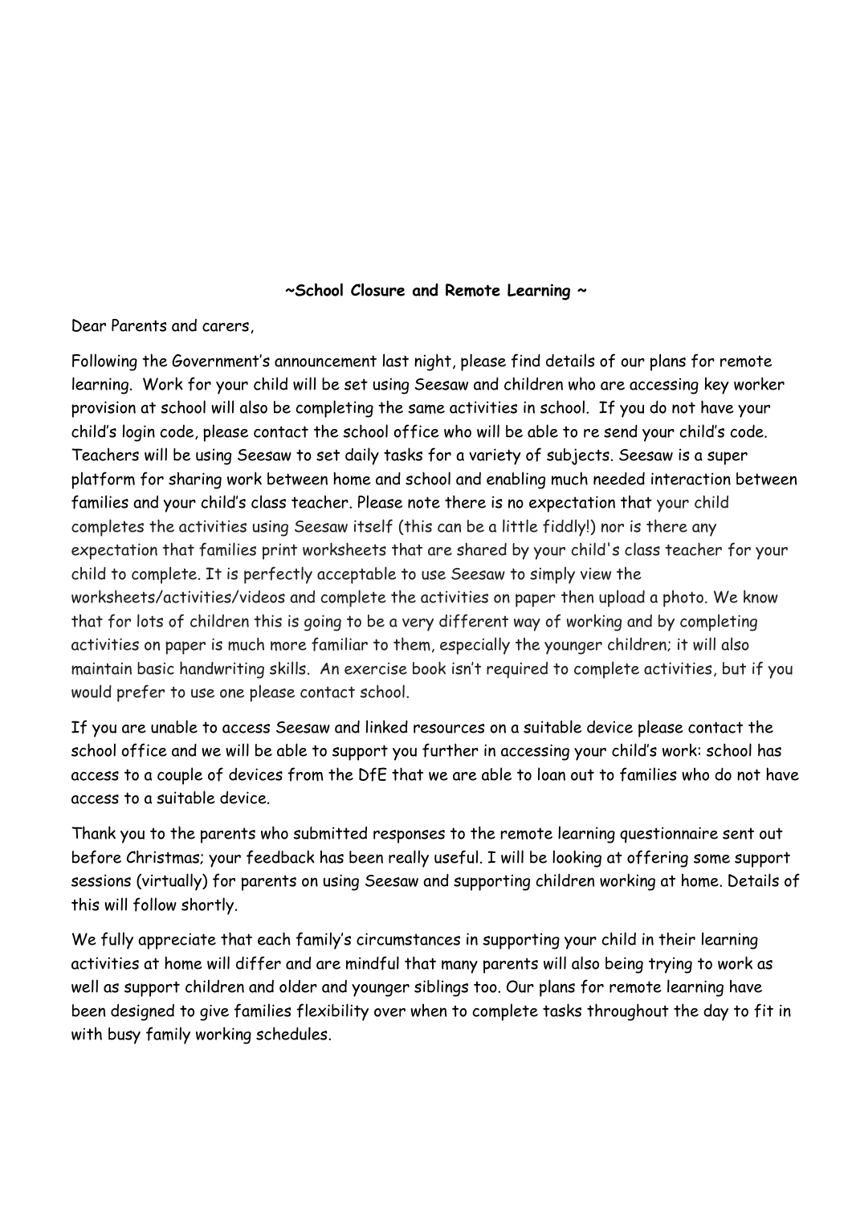**~School Closure and Remote Learning ~**

Dear Parents and carers,

Following the Government's announcement last night, please find details of our plans for remote learning. Work for your child will be set using Seesaw and children who are accessing key worker provision at school will also be completing the same activities in school. If you do not have your child's login code, please contact the school office who will be able to re send your child's code. Teachers will be using Seesaw to set daily tasks for a variety of subjects. Seesaw is a super platform for sharing work between home and school and enabling much needed interaction between families and your child's class teacher. Please note there is no expectation that your child completes the activities using Seesaw itself (this can be a little fiddly!) nor is there any expectation that families print worksheets that are shared by your child's class teacher for your child to complete. It is perfectly acceptable to use Seesaw to simply view the worksheets/activities/videos and complete the activities on paper then upload a photo. We know that for lots of children this is going to be a very different way of working and by completing activities on paper is much more familiar to them, especially the younger children; it will also maintain basic handwriting skills. An exercise book isn't required to complete activities, but if you would prefer to use one please contact school.

If you are unable to access Seesaw and linked resources on a suitable device please contact the school office and we will be able to support you further in accessing your child's work: school has access to a couple of devices from the DfE that we are able to loan out to families who do not have access to a suitable device.

Thank you to the parents who submitted responses to the remote learning questionnaire sent out before Christmas; your feedback has been really useful. I will be looking at offering some support sessions (virtually) for parents on using Seesaw and supporting children working at home. Details of this will follow shortly.

We fully appreciate that each family's circumstances in supporting your child in their learning activities at home will differ and are mindful that many parents will also being trying to work as well as support children and older and younger siblings too. Our plans for remote learning have been designed to give families flexibility over when to complete tasks throughout the day to fit in with busy family working schedules.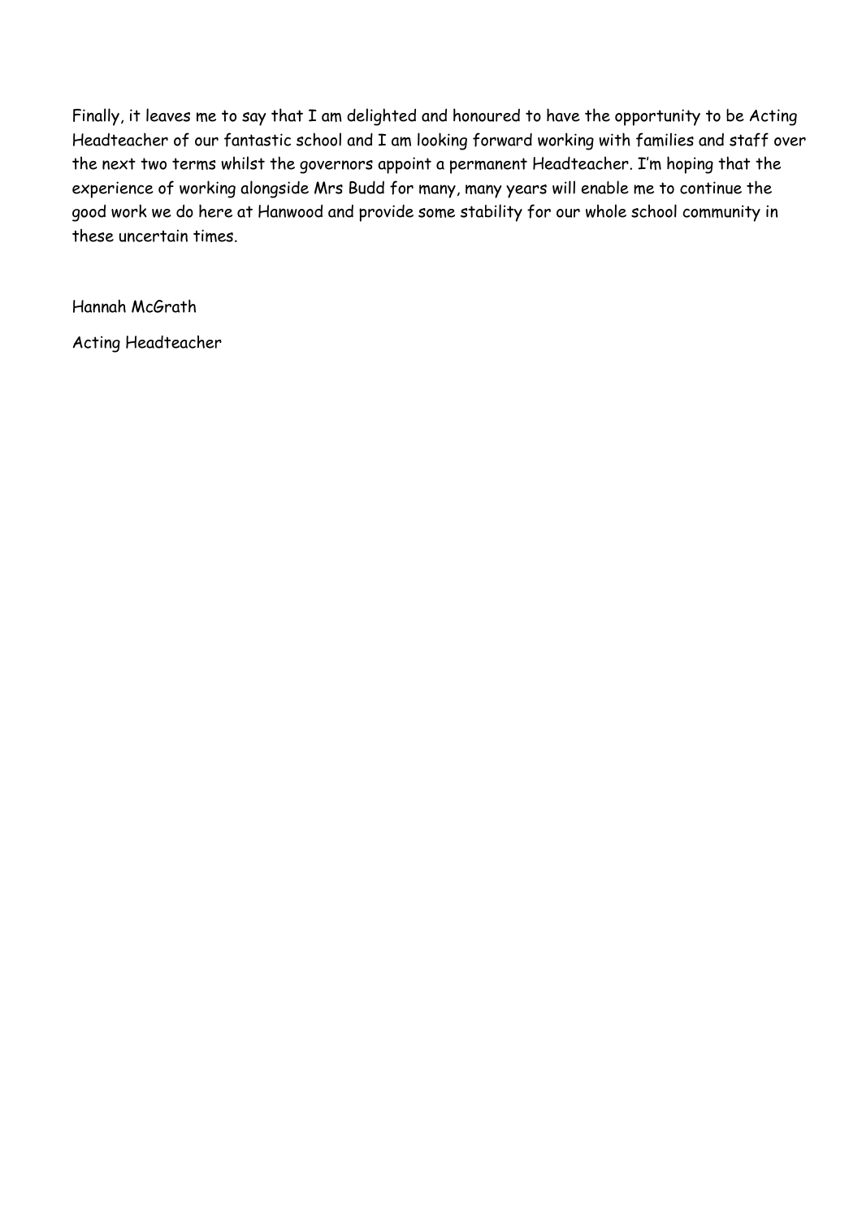Finally, it leaves me to say that I am delighted and honoured to have the opportunity to be Acting Headteacher of our fantastic school and I am looking forward working with families and staff over the next two terms whilst the governors appoint a permanent Headteacher. I'm hoping that the experience of working alongside Mrs Budd for many, many years will enable me to continue the good work we do here at Hanwood and provide some stability for our whole school community in these uncertain times.

Hannah McGrath

Acting Headteacher